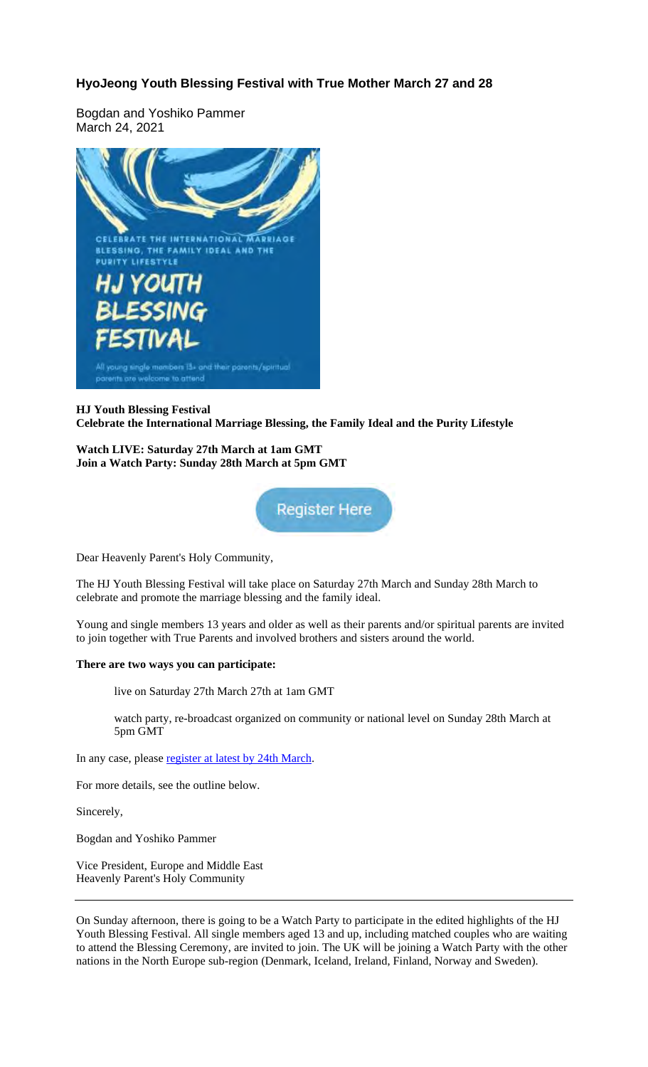# HyoJeong Youth Blessing Festival with True Mother March 27 and 28

Bogdan and Yoshiko Pammer
March 24, 2021

CELEBRATE THE INTERNATIONAL MARRIAGE BLESSING, THE FAMILY IDEAL AND THE PURITY LIFESTYLE

HJ YOUTH BLESSING FESTIVAL

All young single members 13+ and their parents/spiritual parents are welcome to attend

**HJ Youth Blessing Festival**
**Celebrate the International Marriage Blessing, the Family Ideal and the Purity Lifestyle**

**Watch LIVE: Saturday 27th March at 1am GMT**
**Join a Watch Party: Sunday 28th March at 5pm GMT**

Register Here

Dear Heavenly Parent's Holy Community,

The HJ Youth Blessing Festival will take place on Saturday 27th March and Sunday 28th March to celebrate and promote the marriage blessing and the family ideal.

Young and single members 13 years and older as well as their parents and/or spiritual parents are invited to join together with True Parents and involved brothers and sisters around the world.

**There are two ways you can participate:**

live on Saturday 27th March 27th at 1am GMT

watch party, re-broadcast organized on community or national level on Sunday 28th March at 5pm GMT

In any case, please register at latest by 24th March.

For more details, see the outline below.

Sincerely,

Bogdan and Yoshiko Pammer

Vice President, Europe and Middle East
Heavenly Parent's Holy Community

---

On Sunday afternoon, there is going to be a Watch Party to participate in the edited highlights of the HJ Youth Blessing Festival. All single members aged 13 and up, including matched couples who are waiting to attend the Blessing Ceremony, are invited to join. The UK will be joining a Watch Party with the other nations in the North Europe sub-region (Denmark, Iceland, Ireland, Finland, Norway and Sweden).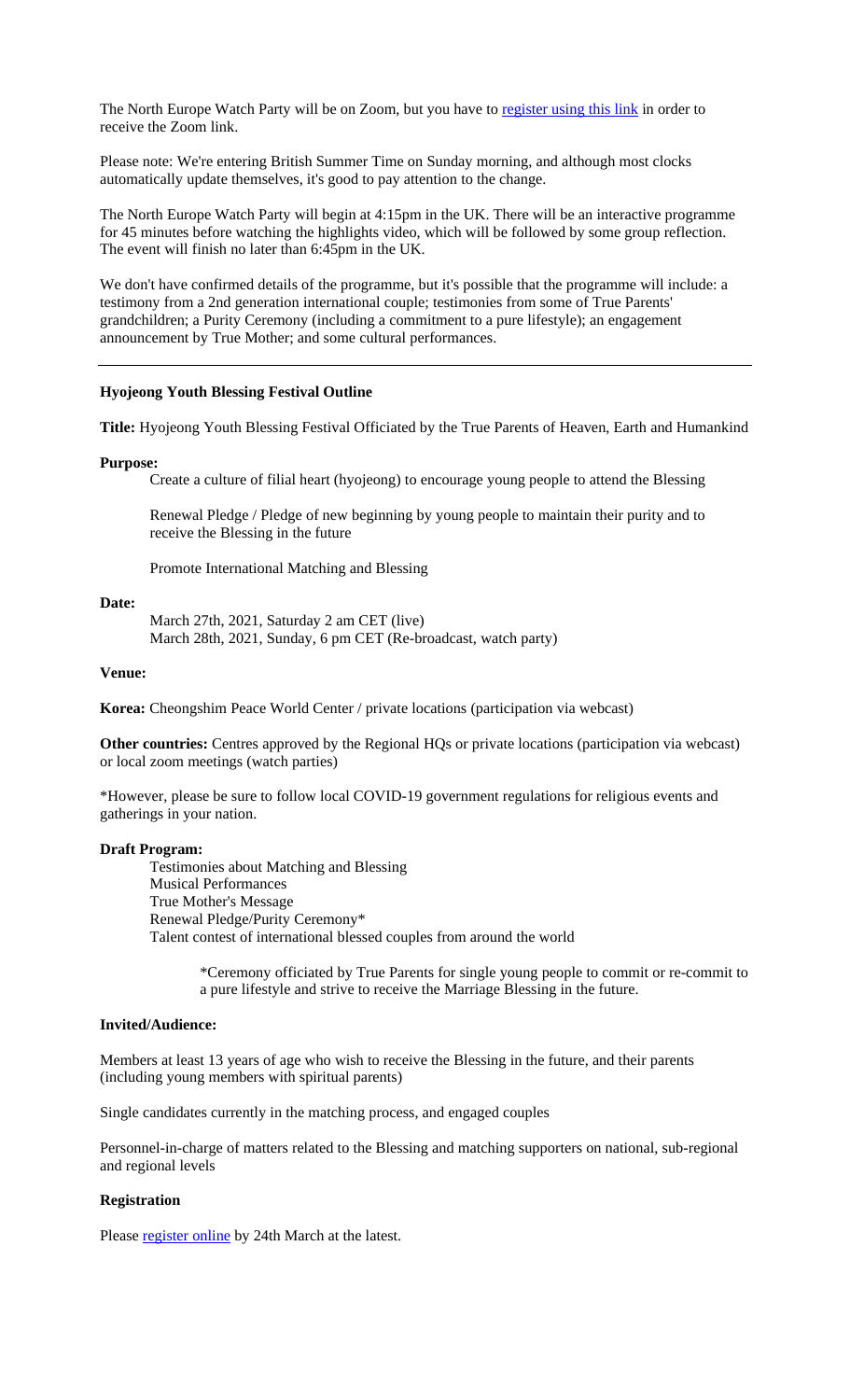The North Europe Watch Party will be on Zoom, but you have to register using this link in order to receive the Zoom link.

Please note: We're entering British Summer Time on Sunday morning, and although most clocks automatically update themselves, it's good to pay attention to the change.

The North Europe Watch Party will begin at 4:15pm in the UK. There will be an interactive programme for 45 minutes before watching the highlights video, which will be followed by some group reflection. The event will finish no later than 6:45pm in the UK.

We don't have confirmed details of the programme, but it's possible that the programme will include: a testimony from a 2nd generation international couple; testimonies from some of True Parents' grandchildren; a Purity Ceremony (including a commitment to a pure lifestyle); an engagement announcement by True Mother; and some cultural performances.

---

**Hyojeong Youth Blessing Festival Outline**

**Title:** Hyojeong Youth Blessing Festival Officiated by the True Parents of Heaven, Earth and Humankind

**Purpose:**

Create a culture of filial heart (hyojeong) to encourage young people to attend the Blessing

Renewal Pledge / Pledge of new beginning by young people to maintain their purity and to receive the Blessing in the future

Promote International Matching and Blessing

**Date:**

March 27th, 2021, Saturday 2 am CET (live)
March 28th, 2021, Sunday, 6 pm CET (Re-broadcast, watch party)

**Venue:**

**Korea:** Cheongshim Peace World Center / private locations (participation via webcast)

**Other countries:** Centres approved by the Regional HQs or private locations (participation via webcast) or local zoom meetings (watch parties)

*However, please be sure to follow local COVID-19 government regulations for religious events and gatherings in your nation.

**Draft Program:**

Testimonies about Matching and Blessing
Musical Performances
True Mother's Message
Renewal Pledge/Purity Ceremony*
Talent contest of international blessed couples from around the world

*Ceremony officiated by True Parents for single young people to commit or re-commit to a pure lifestyle and strive to receive the Marriage Blessing in the future.

**Invited/Audience:**

Members at least 13 years of age who wish to receive the Blessing in the future, and their parents (including young members with spiritual parents)

Single candidates currently in the matching process, and engaged couples

Personnel-in-charge of matters related to the Blessing and matching supporters on national, sub-regional and regional levels

**Registration**

Please register online by 24th March at the latest.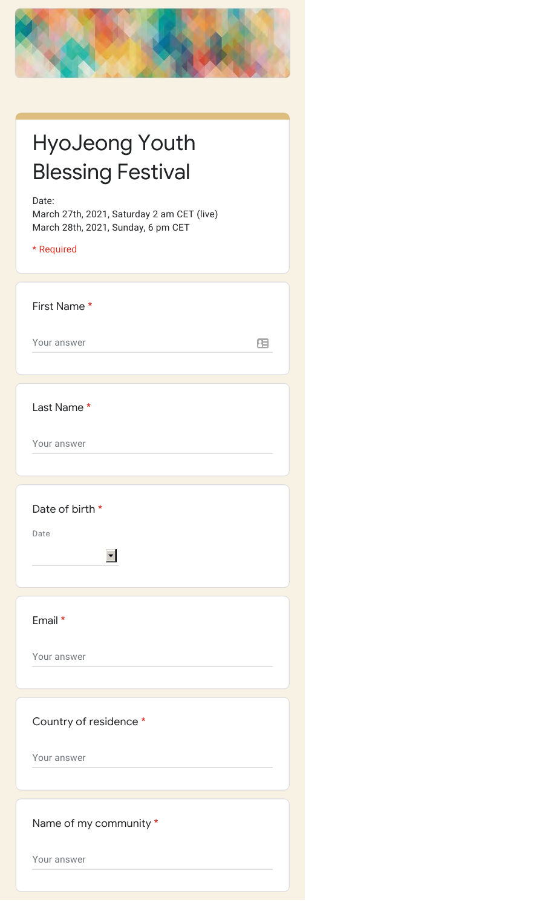# HyoJeong Youth Blessing Festival

Date:
March 27th, 2021, Saturday 2 am CET (live)
March 28th, 2021, Sunday, 6 pm CET

* Required

First Name *

Your answer

Last Name *

Your answer

Date of birth *

Date

Email *

Your answer

Country of residence *

Your answer

Name of my community *

Your answer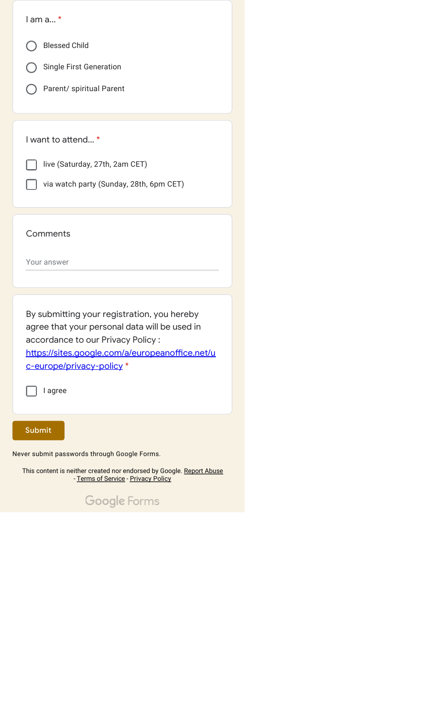I am a... *

- Blessed Child
- Single First Generation
- Parent/ spiritual Parent

I want to attend... *

- [ ] live (Saturday, 27th, 2am CET)
- [ ] via watch party (Sunday, 28th, 6pm CET)

Comments

Your answer

By submitting your registration, you hereby agree that your personal data will be used in accordance to our Privacy Policy : https://sites.google.com/a/europeanoffice.net/uc-europe/privacy-policy *

- [ ] I agree

Submit

Never submit passwords through Google Forms.

This content is neither created nor endorsed by Google. Report Abuse - Terms of Service - Privacy Policy

Google Forms